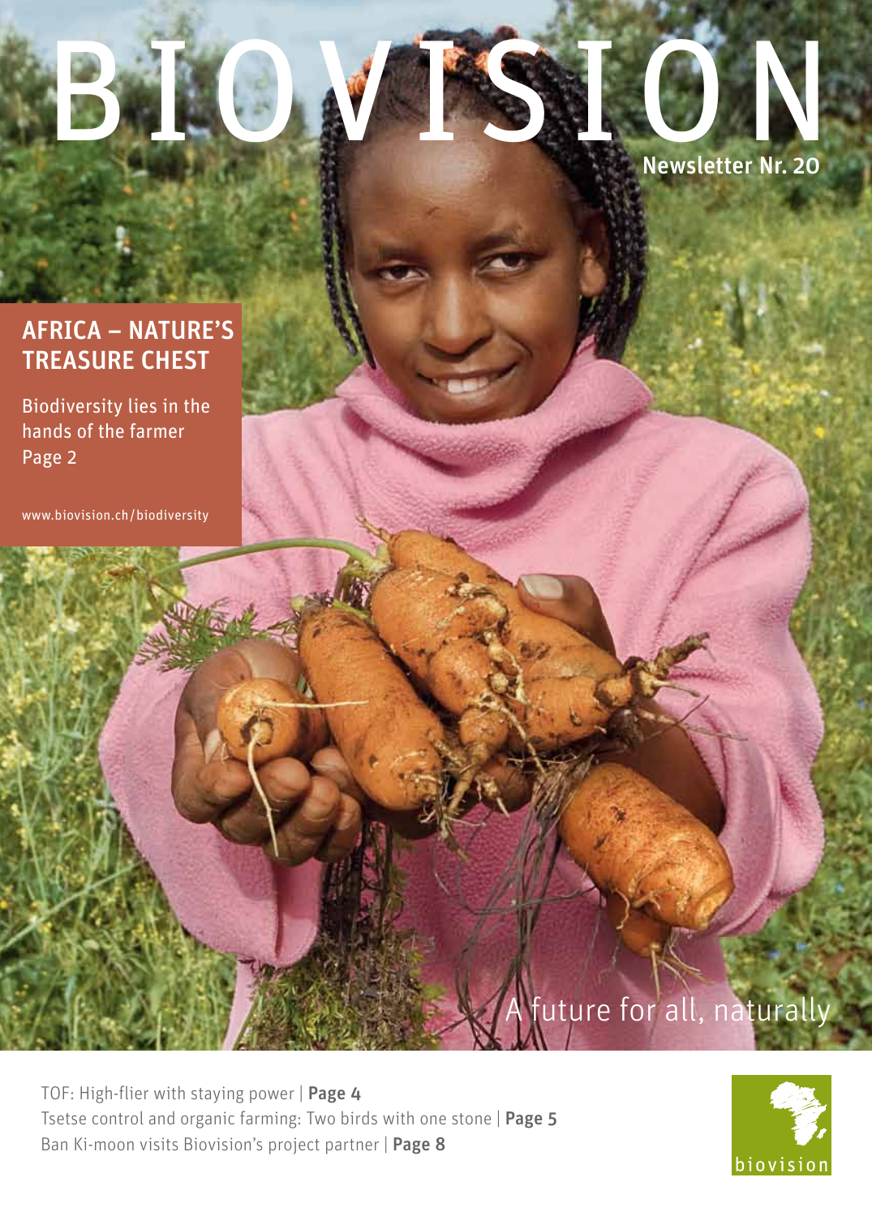# BIOVISION

Newsletter Nr. 20

## AFRICA – NATURE'S TREASURE CHEST

Biodiversity lies in the hands of the farmer
Page 2

www.biovision.ch/biodiversity

A future for all, naturally

TOF: High-flier with staying power | **Page 4**
Tsetse control and organic farming: Two birds with one stone | **Page 5**
Ban Ki-moon visits Biovision's project partner | **Page 8**

biovision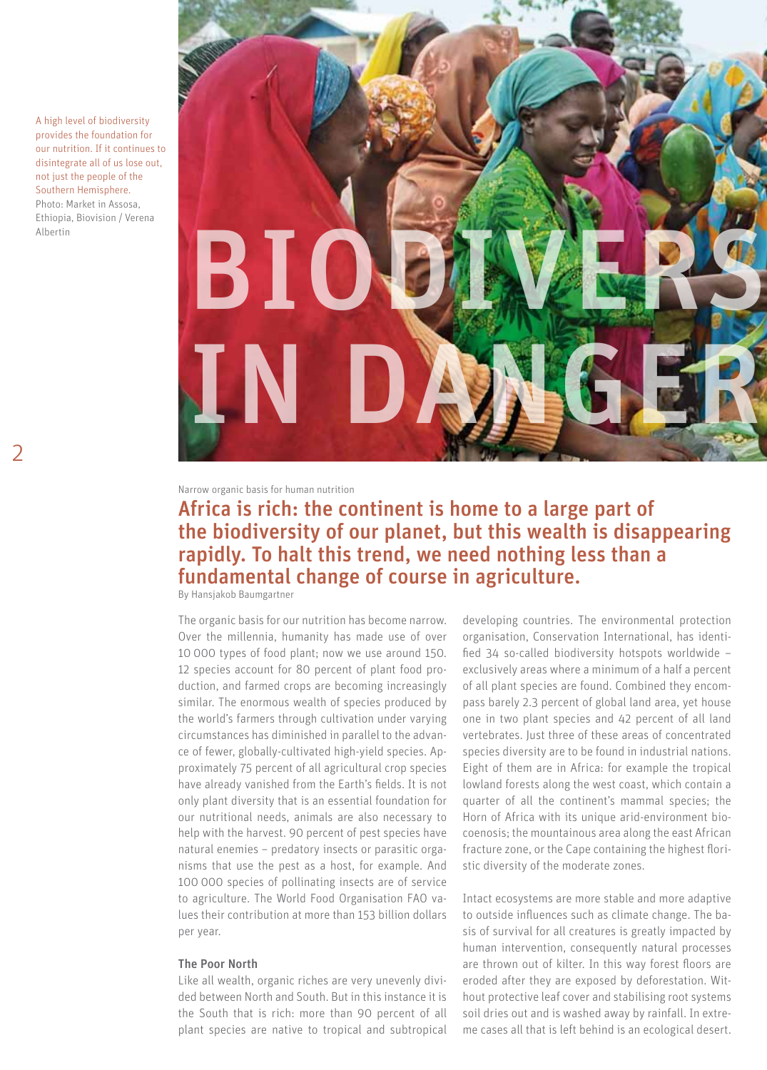A high level of biodiversity provides the foundation for our nutrition. If it continues to disintegrate all of us lose out, not just the people of the Southern Hemisphere.
Photo: Market in Assosa, Ethiopia, Biovision / Verena Albertin

# BIODIVERSITY IN DANGER

Narrow organic basis for human nutrition

## Africa is rich: the continent is home to a large part of the biodiversity of our planet, but this wealth is disappearing rapidly. To halt this trend, we need nothing less than a fundamental change of course in agriculture.

By Hansjakob Baumgartner

The organic basis for our nutrition has become narrow. Over the millennia, humanity has made use of over 10 000 types of food plant; now we use around 150. 12 species account for 80 percent of plant food production, and farmed crops are becoming increasingly similar. The enormous wealth of species produced by the world's farmers through cultivation under varying circumstances has diminished in parallel to the advance of fewer, globally-cultivated high-yield species. Approximately 75 percent of all agricultural crop species have already vanished from the Earth's fields. It is not only plant diversity that is an essential foundation for our nutritional needs, animals are also necessary to help with the harvest. 90 percent of pest species have natural enemies – predatory insects or parasitic organisms that use the pest as a host, for example. And 100 000 species of pollinating insects are of service to agriculture. The World Food Organisation FAO values their contribution at more than 153 billion dollars per year.

### The Poor North

Like all wealth, organic riches are very unevenly divided between North and South. But in this instance it is the South that is rich: more than 90 percent of all plant species are native to tropical and subtropical developing countries. The environmental protection organisation, Conservation International, has identified 34 so-called biodiversity hotspots worldwide – exclusively areas where a minimum of a half a percent of all plant species are found. Combined they encompass barely 2.3 percent of global land area, yet house one in two plant species and 42 percent of all land vertebrates. Just three of these areas of concentrated species diversity are to be found in industrial nations. Eight of them are in Africa: for example the tropical lowland forests along the west coast, which contain a quarter of all the continent's mammal species; the Horn of Africa with its unique arid-environment biocoenosis; the mountainous area along the east African fracture zone, or the Cape containing the highest floristic diversity of the moderate zones.

Intact ecosystems are more stable and more adaptive to outside influences such as climate change. The basis of survival for all creatures is greatly impacted by human intervention, consequently natural processes are thrown out of kilter. In this way forest floors are eroded after they are exposed by deforestation. Without protective leaf cover and stabilising root systems soil dries out and is washed away by rainfall. In extreme cases all that is left behind is an ecological desert.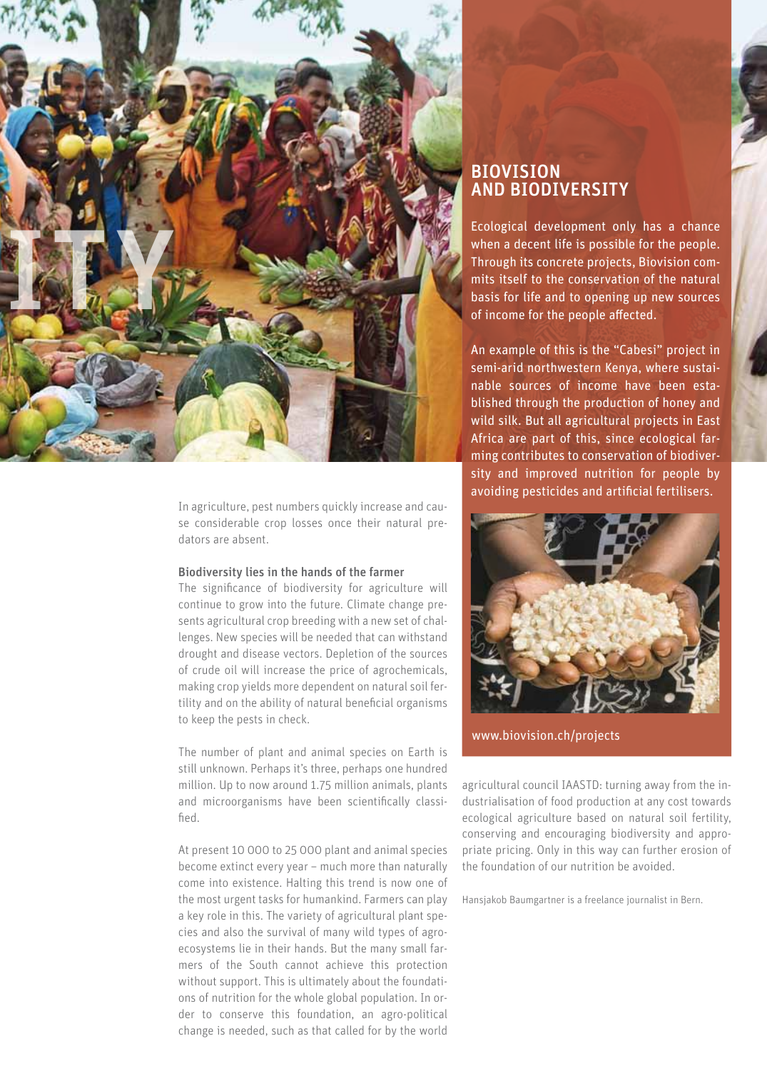In agriculture, pest numbers quickly increase and cause considerable crop losses once their natural predators are absent.

**Biodiversity lies in the hands of the farmer**

The significance of biodiversity for agriculture will continue to grow into the future. Climate change presents agricultural crop breeding with a new set of challenges. New species will be needed that can withstand drought and disease vectors. Depletion of the sources of crude oil will increase the price of agrochemicals, making crop yields more dependent on natural soil fertility and on the ability of natural beneficial organisms to keep the pests in check.

The number of plant and animal species on Earth is still unknown. Perhaps it's three, perhaps one hundred million. Up to now around 1.75 million animals, plants and microorganisms have been scientifically classified.

At present 10 000 to 25 000 plant and animal species become extinct every year – much more than naturally come into existence. Halting this trend is now one of the most urgent tasks for humankind. Farmers can play a key role in this. The variety of agricultural plant species and also the survival of many wild types of agro-ecosystems lie in their hands. But the many small farmers of the South cannot achieve this protection without support. This is ultimately about the foundations of nutrition for the whole global population. In order to conserve this foundation, an agro-political change is needed, such as that called for by the world agricultural council IAASTD: turning away from the industrialisation of food production at any cost towards ecological agriculture based on natural soil fertility, conserving and encouraging biodiversity and appropriate pricing. Only in this way can further erosion of the foundation of our nutrition be avoided.

Hansjakob Baumgartner is a freelance journalist in Bern.

## BIOVISION AND BIODIVERSITY

Ecological development only has a chance when a decent life is possible for the people. Through its concrete projects, Biovision commits itself to the conservation of the natural basis for life and to opening up new sources of income for the people affected.

An example of this is the "Cabesi" project in semi-arid northwestern Kenya, where sustainable sources of income have been established through the production of honey and wild silk. But all agricultural projects in East Africa are part of this, since ecological farming contributes to conservation of biodiversity and improved nutrition for people by avoiding pesticides and artificial fertilisers.

www.biovision.ch/projects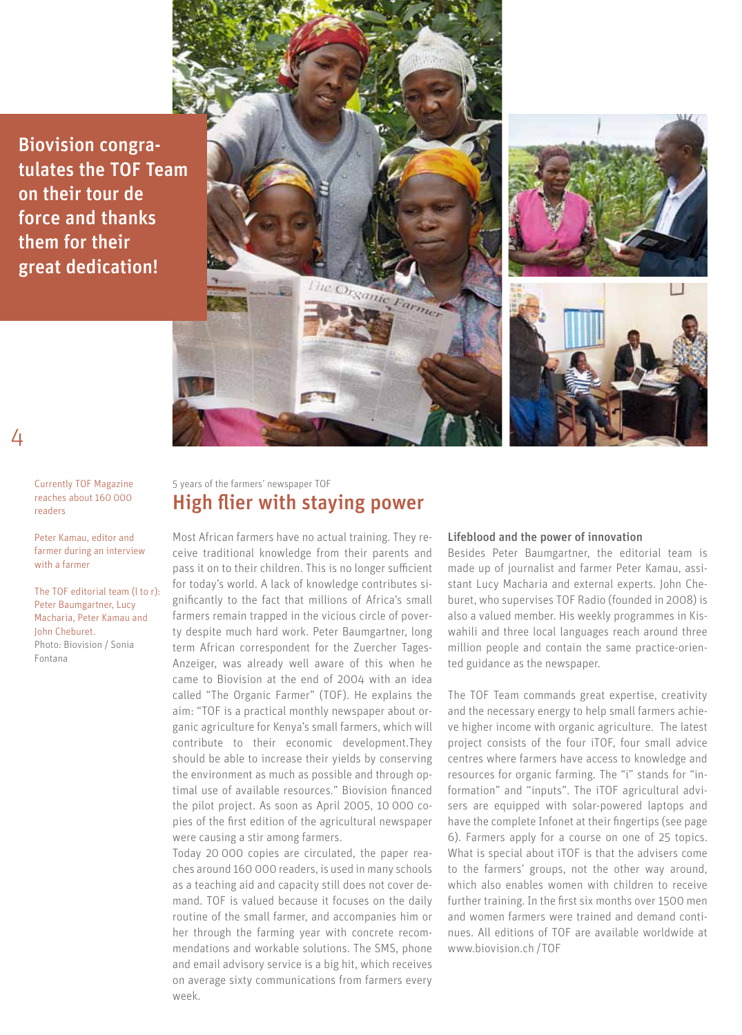**Biovision congratulates the TOF Team on their tour de force and thanks them for their great dedication!**

Currently TOF Magazine reaches about 160 000 readers

Peter Kamau, editor and farmer during an interview with a farmer

The TOF editorial team (l to r): Peter Baumgartner, Lucy Macharia, Peter Kamau and John Cheburet.
Photo: Biovision / Sonia Fontana

5 years of the farmers' newspaper TOF

## High flier with staying power

Most African farmers have no actual training. They receive traditional knowledge from their parents and pass it on to their children. This is no longer sufficient for today's world. A lack of knowledge contributes significantly to the fact that millions of Africa's small farmers remain trapped in the vicious circle of poverty despite much hard work. Peter Baumgartner, long term African correspondent for the Zuercher Tages-Anzeiger, was already well aware of this when he came to Biovision at the end of 2004 with an idea called "The Organic Farmer" (TOF). He explains the aim: "TOF is a practical monthly newspaper about organic agriculture for Kenya's small farmers, which will contribute to their economic development.They should be able to increase their yields by conserving the environment as much as possible and through optimal use of available resources." Biovision financed the pilot project. As soon as April 2005, 10 000 copies of the first edition of the agricultural newspaper were causing a stir among farmers.

Today 20 000 copies are circulated, the paper reaches around 160 000 readers, is used in many schools as a teaching aid and capacity still does not cover demand. TOF is valued because it focuses on the daily routine of the small farmer, and accompanies him or her through the farming year with concrete recommendations and workable solutions. The SMS, phone and email advisory service is a big hit, which receives on average sixty communications from farmers every week.

### Lifeblood and the power of innovation

Besides Peter Baumgartner, the editorial team is made up of journalist and farmer Peter Kamau, assistant Lucy Macharia and external experts. John Cheburet, who supervises TOF Radio (founded in 2008) is also a valued member. His weekly programmes in Kiswahili and three local languages reach around three million people and contain the same practice-oriented guidance as the newspaper.

The TOF Team commands great expertise, creativity and the necessary energy to help small farmers achieve higher income with organic agriculture. The latest project consists of the four iTOF, four small advice centres where farmers have access to knowledge and resources for organic farming. The "i" stands for "information" and "inputs". The iTOF agricultural advisers are equipped with solar-powered laptops and have the complete Infonet at their fingertips (see page 6). Farmers apply for a course on one of 25 topics. What is special about iTOF is that the advisers come to the farmers' groups, not the other way around, which also enables women with children to receive further training. In the first six months over 1500 men and women farmers were trained and demand continues. All editions of TOF are available worldwide at www.biovision.ch /TOF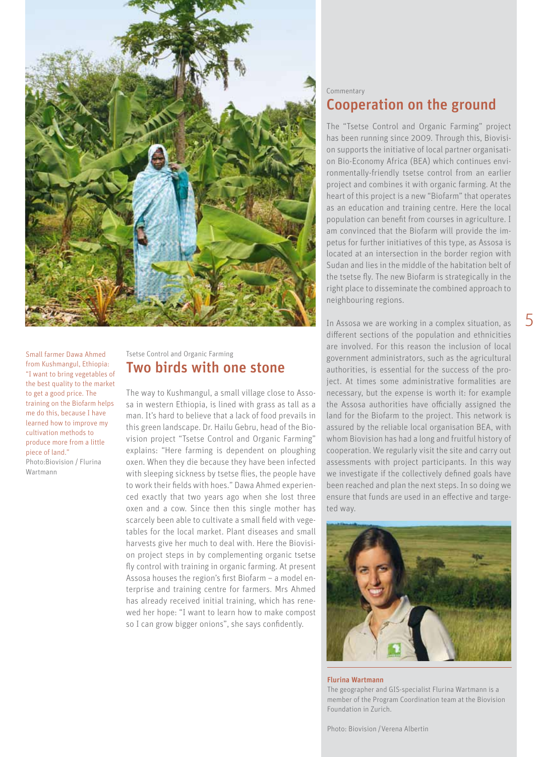Small farmer Dawa Ahmed from Kushmangul, Ethiopia: "I want to bring vegetables of the best quality to the market to get a good price. The training on the Biofarm helps me do this, because I have learned how to improve my cultivation methods to produce more from a little piece of land."
Photo:Biovision / Flurina Wartmann

Tsetse Control and Organic Farming

## Two birds with one stone

The way to Kushmangul, a small village close to Assosa in western Ethiopia, is lined with grass as tall as a man. It's hard to believe that a lack of food prevails in this green landscape. Dr. Hailu Gebru, head of the Biovision project "Tsetse Control and Organic Farming" explains: "Here farming is dependent on ploughing oxen. When they die because they have been infected with sleeping sickness by tsetse flies, the people have to work their fields with hoes." Dawa Ahmed experienced exactly that two years ago when she lost three oxen and a cow. Since then this single mother has scarcely been able to cultivate a small field with vegetables for the local market. Plant diseases and small harvests give her much to deal with. Here the Biovision project steps in by complementing organic tsetse fly control with training in organic farming. At present Assosa houses the region's first Biofarm – a model enterprise and training centre for farmers. Mrs Ahmed has already received initial training, which has renewed her hope: "I want to learn how to make compost so I can grow bigger onions", she says confidently.

Commentary

## Cooperation on the ground

The "Tsetse Control and Organic Farming" project has been running since 2009. Through this, Biovision supports the initiative of local partner organisation Bio-Economy Africa (BEA) which continues environmentally-friendly tsetse control from an earlier project and combines it with organic farming. At the heart of this project is a new "Biofarm" that operates as an education and training centre. Here the local population can benefit from courses in agriculture. I am convinced that the Biofarm will provide the impetus for further initiatives of this type, as Assosa is located at an intersection in the border region with Sudan and lies in the middle of the habitation belt of the tsetse fly. The new Biofarm is strategically in the right place to disseminate the combined approach to neighbouring regions.

In Assosa we are working in a complex situation, as different sections of the population and ethnicities are involved. For this reason the inclusion of local government administrators, such as the agricultural authorities, is essential for the success of the project. At times some administrative formalities are necessary, but the expense is worth it: for example the Assosa authorities have officially assigned the land for the Biofarm to the project. This network is assured by the reliable local organisation BEA, with whom Biovision has had a long and fruitful history of cooperation. We regularly visit the site and carry out assessments with project participants. In this way we investigate if the collectively defined goals have been reached and plan the next steps. In so doing we ensure that funds are used in an effective and targeted way.

**Flurina Wartmann**
The geographer and GIS-specialist Flurina Wartmann is a member of the Program Coordination team at the Biovision Foundation in Zurich.

Photo: Biovision / Verena Albertin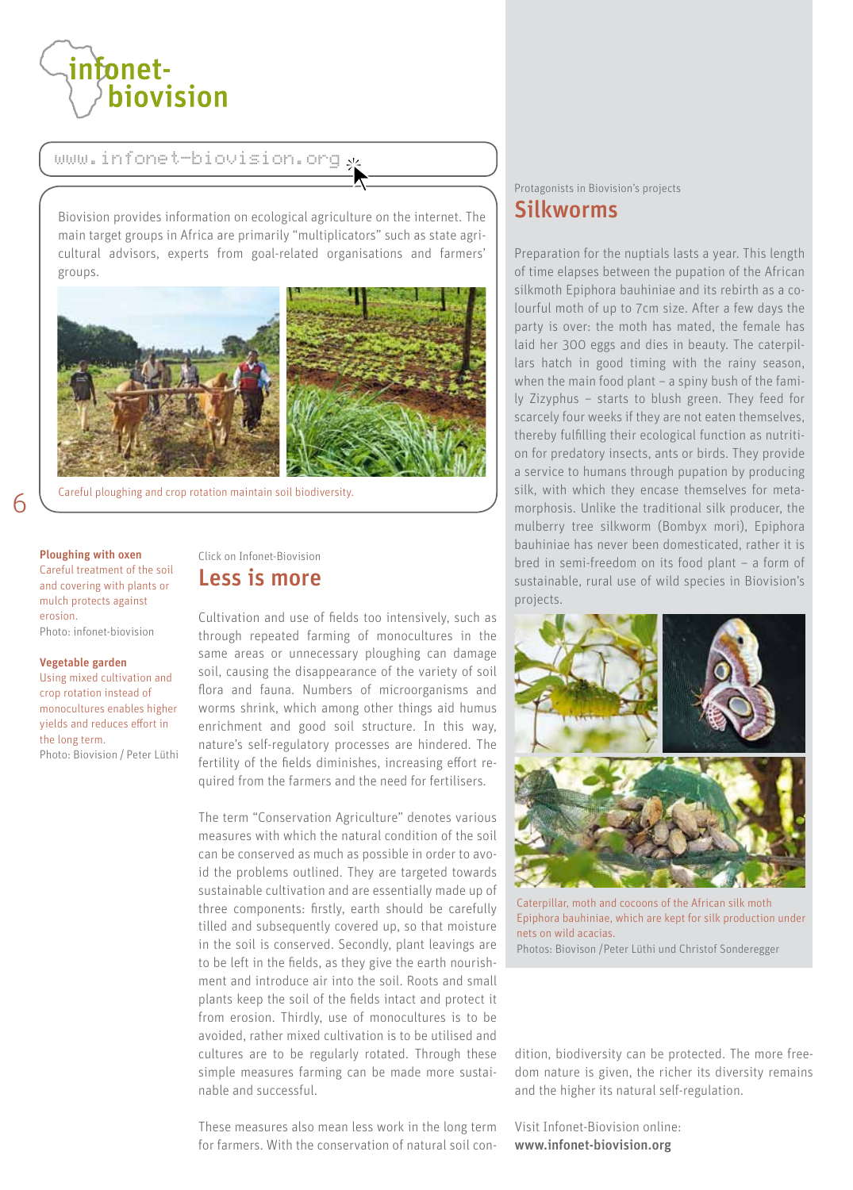infonet-biovision

www.infonet-biovision.org

Biovision provides information on ecological agriculture on the internet. The main target groups in Africa are primarily "multiplicators" such as state agricultural advisors, experts from goal-related organisations and farmers' groups.

Careful ploughing and crop rotation maintain soil biodiversity.

**Ploughing with oxen**
Careful treatment of the soil and covering with plants or mulch protects against erosion.
Photo: infonet-biovision

**Vegetable garden**
Using mixed cultivation and crop rotation instead of monocultures enables higher yields and reduces effort in the long term.
Photo: Biovision / Peter Lüthi

Click on Infonet-Biovision

## Less is more

Cultivation and use of fields too intensively, such as through repeated farming of monocultures in the same areas or unnecessary ploughing can damage soil, causing the disappearance of the variety of soil flora and fauna. Numbers of microorganisms and worms shrink, which among other things aid humus enrichment and good soil structure. In this way, nature's self-regulatory processes are hindered. The fertility of the fields diminishes, increasing effort required from the farmers and the need for fertilisers.

The term "Conservation Agriculture" denotes various measures with which the natural condition of the soil can be conserved as much as possible in order to avoid the problems outlined. They are targeted towards sustainable cultivation and are essentially made up of three components: firstly, earth should be carefully tilled and subsequently covered up, so that moisture in the soil is conserved. Secondly, plant leavings are to be left in the fields, as they give the earth nourishment and introduce air into the soil. Roots and small plants keep the soil of the fields intact and protect it from erosion. Thirdly, use of monocultures is to be avoided, rather mixed cultivation is to be utilised and cultures are to be regularly rotated. Through these simple measures farming can be made more sustainable and successful.

These measures also mean less work in the long term for farmers. With the conservation of natural soil condition, biodiversity can be protected. The more freedom nature is given, the richer its diversity remains and the higher its natural self-regulation.

Visit Infonet-Biovision online:
**www.infonet-biovision.org**

Protagonists in Biovision's projects

## Silkworms

Preparation for the nuptials lasts a year. This length of time elapses between the pupation of the African silkmoth Epiphora bauhiniae and its rebirth as a colourful moth of up to 7cm size. After a few days the party is over: the moth has mated, the female has laid her 300 eggs and dies in beauty. The caterpillars hatch in good timing with the rainy season, when the main food plant – a spiny bush of the family Zizyphus – starts to blush green. They feed for scarcely four weeks if they are not eaten themselves, thereby fulfilling their ecological function as nutrition for predatory insects, ants or birds. They provide a service to humans through pupation by producing silk, with which they encase themselves for metamorphosis. Unlike the traditional silk producer, the mulberry tree silkworm (Bombyx mori), Epiphora bauhiniae has never been domesticated, rather it is bred in semi-freedom on its food plant – a form of sustainable, rural use of wild species in Biovision's projects.

Caterpillar, moth and cocoons of the African silk moth Epiphora bauhiniae, which are kept for silk production under nets on wild acacias.
Photos: Biovison /Peter Lüthi und Christof Sonderegger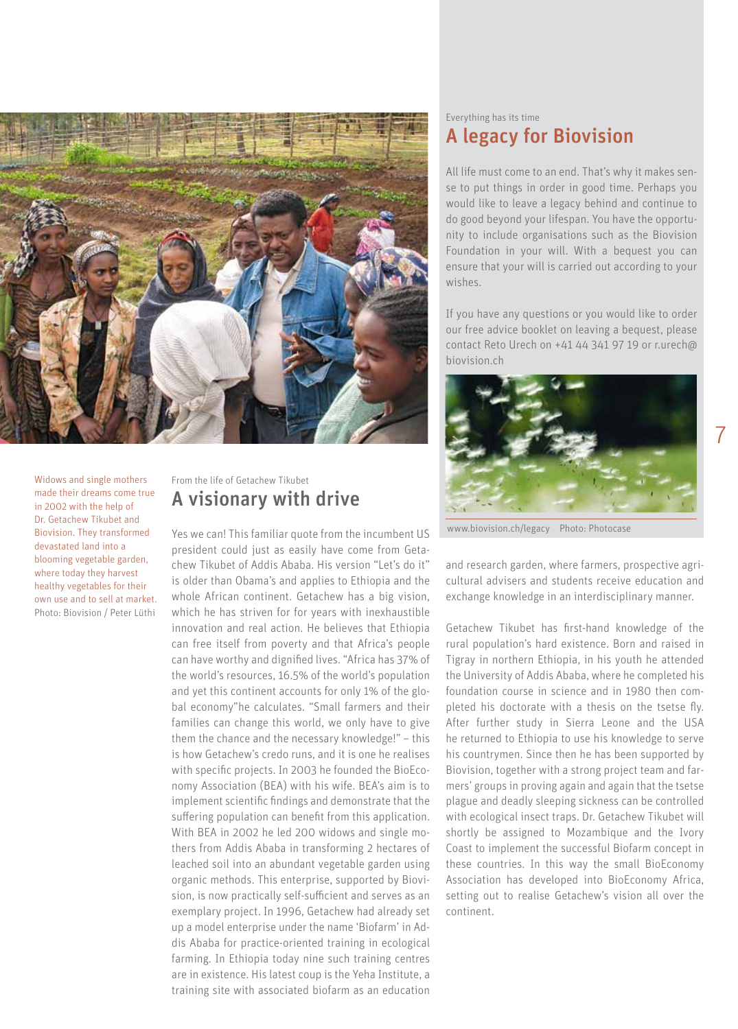Widows and single mothers made their dreams come true in 2002 with the help of Dr. Getachew Tikubet and Biovision. They transformed devastated land into a blooming vegetable garden, where today they harvest healthy vegetables for their own use and to sell at market. Photo: Biovision / Peter Lüthi

From the life of Getachew Tikubet

## A visionary with drive

Yes we can! This familiar quote from the incumbent US president could just as easily have come from Getachew Tikubet of Addis Ababa. His version "Let's do it" is older than Obama's and applies to Ethiopia and the whole African continent. Getachew has a big vision, which he has striven for for years with inexhaustible innovation and real action. He believes that Ethiopia can free itself from poverty and that Africa's people can have worthy and dignified lives. "Africa has 37% of the world's resources, 16.5% of the world's population and yet this continent accounts for only 1% of the global economy"he calculates. "Small farmers and their families can change this world, we only have to give them the chance and the necessary knowledge!" – this is how Getachew's credo runs, and it is one he realises with specific projects. In 2003 he founded the BioEconomy Association (BEA) with his wife. BEA's aim is to implement scientific findings and demonstrate that the suffering population can benefit from this application. With BEA in 2002 he led 200 widows and single mothers from Addis Ababa in transforming 2 hectares of leached soil into an abundant vegetable garden using organic methods. This enterprise, supported by Biovision, is now practically self-sufficient and serves as an exemplary project. In 1996, Getachew had already set up a model enterprise under the name 'Biofarm' in Addis Ababa for practice-oriented training in ecological farming. In Ethiopia today nine such training centres are in existence. His latest coup is the Yeha Institute, a training site with associated biofarm as an education and research garden, where farmers, prospective agricultural advisers and students receive education and exchange knowledge in an interdisciplinary manner.

Getachew Tikubet has first-hand knowledge of the rural population's hard existence. Born and raised in Tigray in northern Ethiopia, in his youth he attended the University of Addis Ababa, where he completed his foundation course in science and in 1980 then completed his doctorate with a thesis on the tsetse fly. After further study in Sierra Leone and the USA he returned to Ethiopia to use his knowledge to serve his countrymen. Since then he has been supported by Biovision, together with a strong project team and farmers' groups in proving again and again that the tsetse plague and deadly sleeping sickness can be controlled with ecological insect traps. Dr. Getachew Tikubet will shortly be assigned to Mozambique and the Ivory Coast to implement the successful Biofarm concept in these countries. In this way the small BioEconomy Association has developed into BioEconomy Africa, setting out to realise Getachew's vision all over the continent.

Everything has its time

## A legacy for Biovision

All life must come to an end. That's why it makes sense to put things in order in good time. Perhaps you would like to leave a legacy behind and continue to do good beyond your lifespan. You have the opportunity to include organisations such as the Biovision Foundation in your will. With a bequest you can ensure that your will is carried out according to your wishes.

If you have any questions or you would like to order our free advice booklet on leaving a bequest, please contact Reto Urech on +41 44 341 97 19 or r.urech@biovision.ch

www.biovision.ch/legacy Photo: Photocase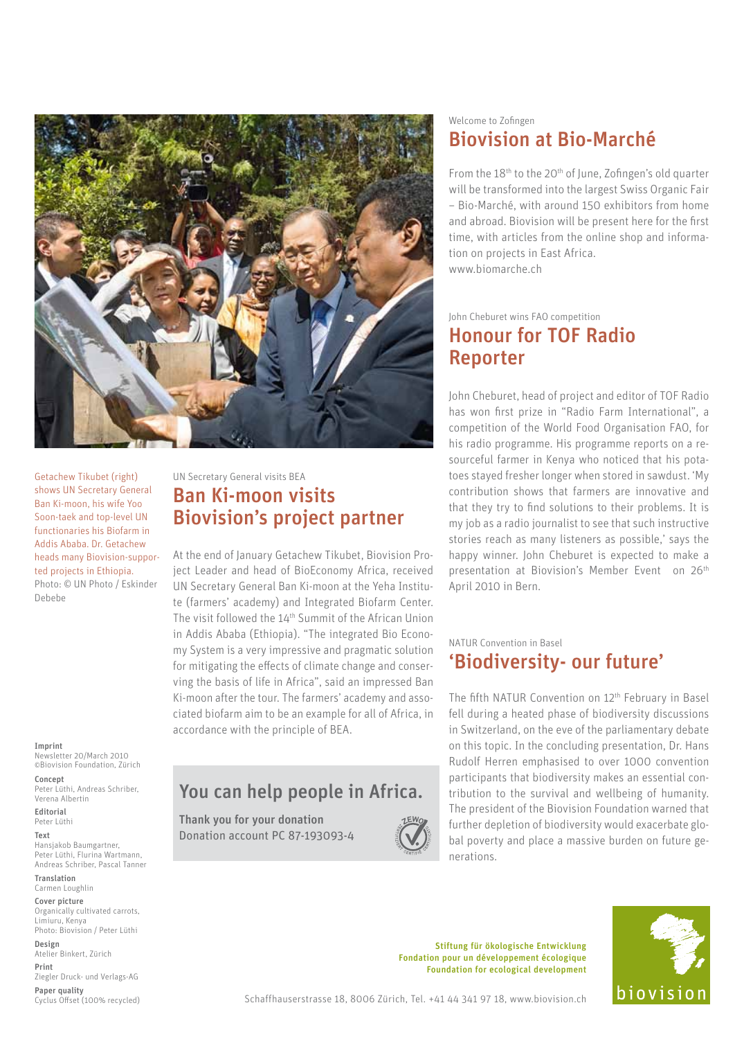Getachew Tikubet (right) shows UN Secretary General Ban Ki-moon, his wife Yoo Soon-taek and top-level UN functionaries his Biofarm in Addis Ababa. Dr. Getachew heads many Biovision-supported projects in Ethiopia. Photo: © UN Photo / Eskinder Debebe

UN Secretary General visits BEA

## Ban Ki-moon visits Biovision's project partner

At the end of January Getachew Tikubet, Biovision Project Leader and head of BioEconomy Africa, received UN Secretary General Ban Ki-moon at the Yeha Institute (farmers' academy) and Integrated Biofarm Center. The visit followed the 14th Summit of the African Union in Addis Ababa (Ethiopia). "The integrated Bio Economy System is a very impressive and pragmatic solution for mitigating the effects of climate change and conserving the basis of life in Africa", said an impressed Ban Ki-moon after the tour. The farmers' academy and associated biofarm aim to be an example for all of Africa, in accordance with the principle of BEA.

## You can help people in Africa.

Thank you for your donation
Donation account PC 87-193093-4

Welcome to Zofingen

## Biovision at Bio-Marché

From the 18th to the 20th of June, Zofingen's old quarter will be transformed into the largest Swiss Organic Fair – Bio-Marché, with around 150 exhibitors from home and abroad. Biovision will be present here for the first time, with articles from the online shop and information on projects in East Africa.
www.biomarche.ch

John Cheburet wins FAO competition

## Honour for TOF Radio Reporter

John Cheburet, head of project and editor of TOF Radio has won first prize in "Radio Farm International", a competition of the World Food Organisation FAO, for his radio programme. His programme reports on a resourceful farmer in Kenya who noticed that his potatoes stayed fresher longer when stored in sawdust. 'My contribution shows that farmers are innovative and that they try to find solutions to their problems. It is my job as a radio journalist to see that such instructive stories reach as many listeners as possible,' says the happy winner. John Cheburet is expected to make a presentation at Biovision's Member Event on 26th April 2010 in Bern.

NATUR Convention in Basel

## 'Biodiversity- our future'

The fifth NATUR Convention on 12th February in Basel fell during a heated phase of biodiversity discussions in Switzerland, on the eve of the parliamentary debate on this topic. In the concluding presentation, Dr. Hans Rudolf Herren emphasised to over 1000 convention participants that biodiversity makes an essential contribution to the survival and wellbeing of humanity. The president of the Biovision Foundation warned that further depletion of biodiversity would exacerbate global poverty and place a massive burden on future generations.

**Imprint**
Newsletter 20/March 2010
©Biovision Foundation, Zürich

**Concept**
Peter Lüthi, Andreas Schriber, Verena Albertin

**Editorial**
Peter Lüthi

**Text**
Hansjakob Baumgartner, Peter Lüthi, Flurina Wartmann, Andreas Schriber, Pascal Tanner

**Translation**
Carmen Loughlin

**Cover picture**
Organically cultivated carrots, Limiuru, Kenya
Photo: Biovision / Peter Lüthi

**Design**
Atelier Binkert, Zürich

**Print**
Ziegler Druck- und Verlags-AG

**Paper quality**
Cyclus Offset (100% recycled)

Stiftung für ökologische Entwicklung
Fondation pour un développement écologique
Foundation for ecological development

Schaffhauserstrasse 18, 8006 Zürich, Tel. +41 44 341 97 18, www.biovision.ch

biovision